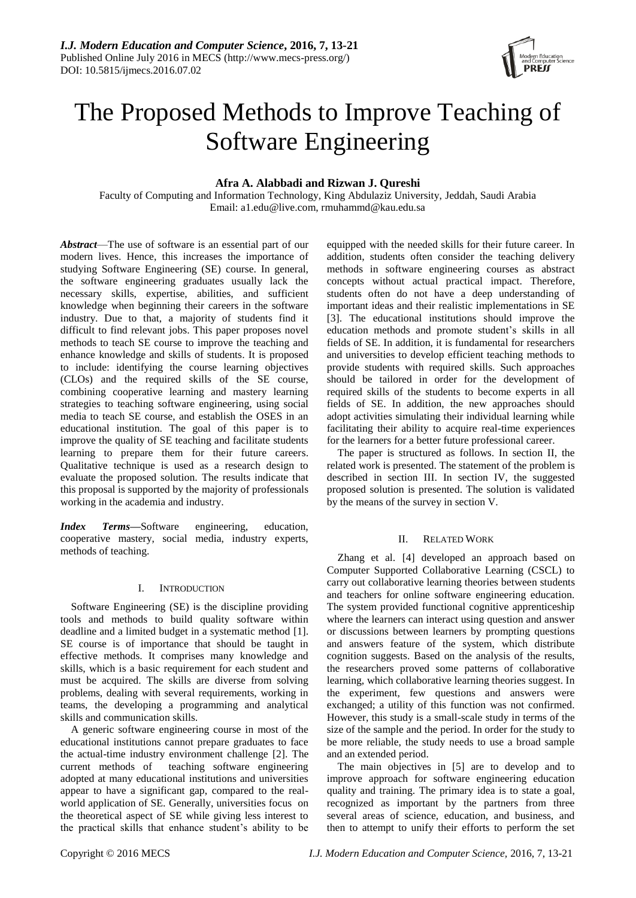# The Proposed Methods to Improve Teaching of Software Engineering

**Afra A. Alabbadi and Rizwan J. Qureshi**

Faculty of Computing and Information Technology, King Abdulaziz University, Jeddah, Saudi Arabia
Email: a1.edu@live.com, rmuhammd@kau.edu.sa

***Abstract***—The use of software is an essential part of our modern lives. Hence, this increases the importance of studying Software Engineering (SE) course. In general, the software engineering graduates usually lack the necessary skills, expertise, abilities, and sufficient knowledge when beginning their careers in the software industry. Due to that, a majority of students find it difficult to find relevant jobs. This paper proposes novel methods to teach SE course to improve the teaching and enhance knowledge and skills of students. It is proposed to include: identifying the course learning objectives (CLOs) and the required skills of the SE course, combining cooperative learning and mastery learning strategies to teaching software engineering, using social media to teach SE course, and establish the OSES in an educational institution. The goal of this paper is to improve the quality of SE teaching and facilitate students learning to prepare them for their future careers. Qualitative technique is used as a research design to evaluate the proposed solution. The results indicate that this proposal is supported by the majority of professionals working in the academia and industry.

***Index Terms***—Software engineering, education, cooperative mastery, social media, industry experts, methods of teaching.

## I. Introduction

Software Engineering (SE) is the discipline providing tools and methods to build quality software within deadline and a limited budget in a systematic method [1]. SE course is of importance that should be taught in effective methods. It comprises many knowledge and skills, which is a basic requirement for each student and must be acquired. The skills are diverse from solving problems, dealing with several requirements, working in teams, the developing a programming and analytical skills and communication skills.

A generic software engineering course in most of the educational institutions cannot prepare graduates to face the actual-time industry environment challenge [2]. The current methods of teaching software engineering adopted at many educational institutions and universities appear to have a significant gap, compared to the real-world application of SE. Generally, universities focus on the theoretical aspect of SE while giving less interest to the practical skills that enhance student's ability to be equipped with the needed skills for their future career. In addition, students often consider the teaching delivery methods in software engineering courses as abstract concepts without actual practical impact. Therefore, students often do not have a deep understanding of important ideas and their realistic implementations in SE [3]. The educational institutions should improve the education methods and promote student's skills in all fields of SE. In addition, it is fundamental for researchers and universities to develop efficient teaching methods to provide students with required skills. Such approaches should be tailored in order for the development of required skills of the students to become experts in all fields of SE. In addition, the new approaches should adopt activities simulating their individual learning while facilitating their ability to acquire real-time experiences for the learners for a better future professional career.

The paper is structured as follows. In section II, the related work is presented. The statement of the problem is described in section III. In section IV, the suggested proposed solution is presented. The solution is validated by the means of the survey in section V.

## II. Related Work

Zhang et al. [4] developed an approach based on Computer Supported Collaborative Learning (CSCL) to carry out collaborative learning theories between students and teachers for online software engineering education. The system provided functional cognitive apprenticeship where the learners can interact using question and answer or discussions between learners by prompting questions and answers feature of the system, which distribute cognition suggests. Based on the analysis of the results, the researchers proved some patterns of collaborative learning, which collaborative learning theories suggest. In the experiment, few questions and answers were exchanged; a utility of this function was not confirmed. However, this study is a small-scale study in terms of the size of the sample and the period. In order for the study to be more reliable, the study needs to use a broad sample and an extended period.

The main objectives in [5] are to develop and to improve approach for software engineering education quality and training. The primary idea is to state a goal, recognized as important by the partners from three several areas of science, education, and business, and then to attempt to unify their efforts to perform the set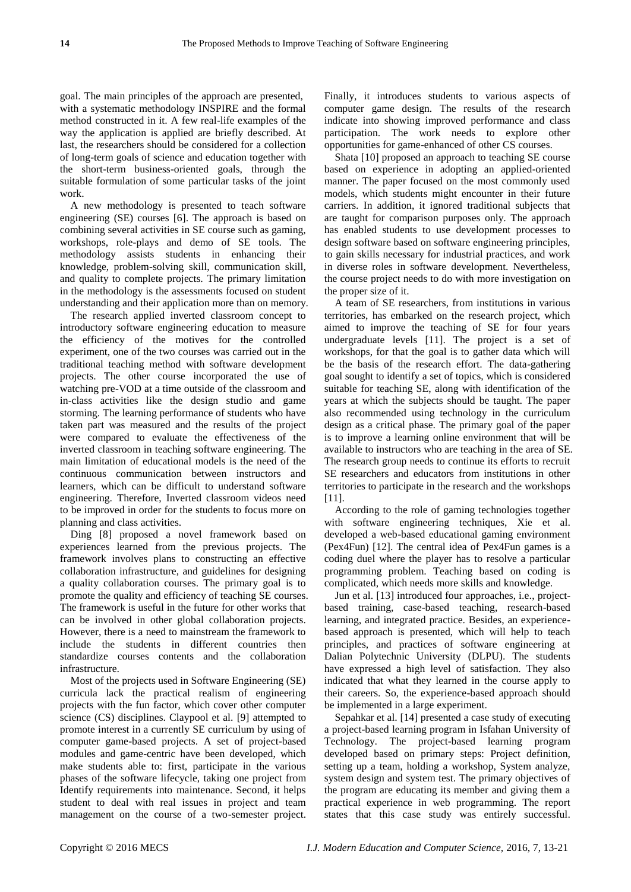goal. The main principles of the approach are presented, with a systematic methodology INSPIRE and the formal method constructed in it. A few real-life examples of the way the application is applied are briefly described. At last, the researchers should be considered for a collection of long-term goals of science and education together with the short-term business-oriented goals, through the suitable formulation of some particular tasks of the joint work.

A new methodology is presented to teach software engineering (SE) courses [6]. The approach is based on combining several activities in SE course such as gaming, workshops, role-plays and demo of SE tools. The methodology assists students in enhancing their knowledge, problem-solving skill, communication skill, and quality to complete projects. The primary limitation in the methodology is the assessments focused on student understanding and their application more than on memory.

The research applied inverted classroom concept to introductory software engineering education to measure the efficiency of the motives for the controlled experiment, one of the two courses was carried out in the traditional teaching method with software development projects. The other course incorporated the use of watching pre-VOD at a time outside of the classroom and in-class activities like the design studio and game storming. The learning performance of students who have taken part was measured and the results of the project were compared to evaluate the effectiveness of the inverted classroom in teaching software engineering. The main limitation of educational models is the need of the continuous communication between instructors and learners, which can be difficult to understand software engineering. Therefore, Inverted classroom videos need to be improved in order for the students to focus more on planning and class activities.

Ding [8] proposed a novel framework based on experiences learned from the previous projects. The framework involves plans to constructing an effective collaboration infrastructure, and guidelines for designing a quality collaboration courses. The primary goal is to promote the quality and efficiency of teaching SE courses. The framework is useful in the future for other works that can be involved in other global collaboration projects. However, there is a need to mainstream the framework to include the students in different countries then standardize courses contents and the collaboration infrastructure.

Most of the projects used in Software Engineering (SE) curricula lack the practical realism of engineering projects with the fun factor, which cover other computer science (CS) disciplines. Claypool et al. [9] attempted to promote interest in a currently SE curriculum by using of computer game-based projects. A set of project-based modules and game-centric have been developed, which make students able to: first, participate in the various phases of the software lifecycle, taking one project from Identify requirements into maintenance. Second, it helps student to deal with real issues in project and team management on the course of a two-semester project. Finally, it introduces students to various aspects of computer game design. The results of the research indicate into showing improved performance and class participation. The work needs to explore other opportunities for game-enhanced of other CS courses.

Shata [10] proposed an approach to teaching SE course based on experience in adopting an applied-oriented manner. The paper focused on the most commonly used models, which students might encounter in their future carriers. In addition, it ignored traditional subjects that are taught for comparison purposes only. The approach has enabled students to use development processes to design software based on software engineering principles, to gain skills necessary for industrial practices, and work in diverse roles in software development. Nevertheless, the course project needs to do with more investigation on the proper size of it.

A team of SE researchers, from institutions in various territories, has embarked on the research project, which aimed to improve the teaching of SE for four years undergraduate levels [11]. The project is a set of workshops, for that the goal is to gather data which will be the basis of the research effort. The data-gathering goal sought to identify a set of topics, which is considered suitable for teaching SE, along with identification of the years at which the subjects should be taught. The paper also recommended using technology in the curriculum design as a critical phase. The primary goal of the paper is to improve a learning online environment that will be available to instructors who are teaching in the area of SE. The research group needs to continue its efforts to recruit SE researchers and educators from institutions in other territories to participate in the research and the workshops [11].

According to the role of gaming technologies together with software engineering techniques, Xie et al. developed a web-based educational gaming environment (Pex4Fun) [12]. The central idea of Pex4Fun games is a coding duel where the player has to resolve a particular programming problem. Teaching based on coding is complicated, which needs more skills and knowledge.

Jun et al. [13] introduced four approaches, i.e., project-based training, case-based teaching, research-based learning, and integrated practice. Besides, an experience-based approach is presented, which will help to teach principles, and practices of software engineering at Dalian Polytechnic University (DLPU). The students have expressed a high level of satisfaction. They also indicated that what they learned in the course apply to their careers. So, the experience-based approach should be implemented in a large experiment.

Sepahkar et al. [14] presented a case study of executing a project-based learning program in Isfahan University of Technology. The project-based learning program developed based on primary steps: Project definition, setting up a team, holding a workshop, System analyze, system design and system test. The primary objectives of the program are educating its member and giving them a practical experience in web programming. The report states that this case study was entirely successful.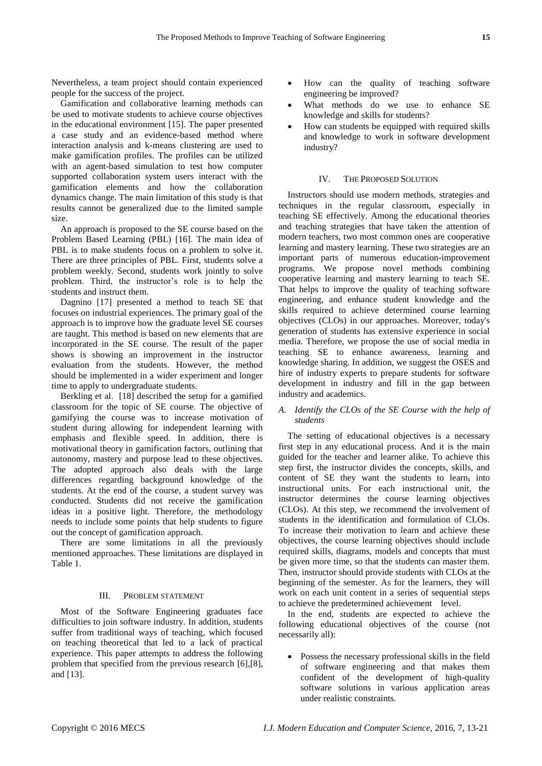Nevertheless, a team project should contain experienced people for the success of the project.

Gamification and collaborative learning methods can be used to motivate students to achieve course objectives in the educational environment [15]. The paper presented a case study and an evidence-based method where interaction analysis and k-means clustering are used to make gamification profiles. The profiles can be utilized with an agent-based simulation to test how computer supported collaboration system users interact with the gamification elements and how the collaboration dynamics change. The main limitation of this study is that results cannot be generalized due to the limited sample size.

An approach is proposed to the SE course based on the Problem Based Learning (PBL) [16]. The main idea of PBL is to make students focus on a problem to solve it. There are three principles of PBL. First, students solve a problem weekly. Second, students work jointly to solve problem. Third, the instructor's role is to help the students and instruct them.

Dagnino [17] presented a method to teach SE that focuses on industrial experiences. The primary goal of the approach is to improve how the graduate level SE courses are taught. This method is based on new elements that are incorporated in the SE course. The result of the paper shows is showing an improvement in the instructor evaluation from the students. However, the method should be implemented in a wider experiment and longer time to apply to undergraduate students.

Berkling et al. [18] described the setup for a gamified classroom for the topic of SE course. The objective of gamifying the course was to increase motivation of student during allowing for independent learning with emphasis and flexible speed. In addition, there is motivational theory in gamification factors, outlining that autonomy, mastery and purpose lead to these objectives. The adopted approach also deals with the large differences regarding background knowledge of the students. At the end of the course, a student survey was conducted. Students did not receive the gamification ideas in a positive light. Therefore, the methodology needs to include some points that help students to figure out the concept of gamification approach.

There are some limitations in all the previously mentioned approaches. These limitations are displayed in Table 1.

## III. Problem Statement

Most of the Software Engineering graduates face difficulties to join software industry. In addition, students suffer from traditional ways of teaching, which focused on teaching theoretical that led to a lack of practical experience. This paper attempts to address the following problem that specified from the previous research [6],[8], and [13].

- How can the quality of teaching software engineering be improved?
- What methods do we use to enhance SE knowledge and skills for students?
- How can students be equipped with required skills and knowledge to work in software development industry?

## IV. The Proposed Solution

Instructors should use modern methods, strategies and techniques in the regular classroom, especially in teaching SE effectively. Among the educational theories and teaching strategies that have taken the attention of modern teachers, two most common ones are cooperative learning and mastery learning. These two strategies are an important parts of numerous education-improvement programs. We propose novel methods combining cooperative learning and mastery learning to teach SE. That helps to improve the quality of teaching software engineering, and enhance student knowledge and the skills required to achieve determined course learning objectives (CLOs) in our approaches. Moreover, today's generation of students has extensive experience in social media. Therefore, we propose the use of social media in teaching SE to enhance awareness, learning and knowledge sharing. In addition, we suggest the OSES and hire of industry experts to prepare students for software development in industry and fill in the gap between industry and academics.

### *A. Identify the CLOs of the SE Course with the help of students*

The setting of educational objectives is a necessary first step in any educational process. And it is the main guided for the teacher and learner alike. To achieve this step first, the instructor divides the concepts, skills, and content of SE they want the students to learn, into instructional units. For each instructional unit, the instructor determines the course learning objectives (CLOs). At this step, we recommend the involvement of students in the identification and formulation of CLOs. To increase their motivation to learn and achieve these objectives, the course learning objectives should include required skills, diagrams, models and concepts that must be given more time, so that the students can master them. Then, instructor should provide students with CLOs at the beginning of the semester. As for the learners, they will work on each unit content in a series of sequential steps to achieve the predetermined achievement level.

In the end, students are expected to achieve the following educational objectives of the course (not necessarily all):

- Possess the necessary professional skills in the field of software engineering and that makes them confident of the development of high-quality software solutions in various application areas under realistic constraints.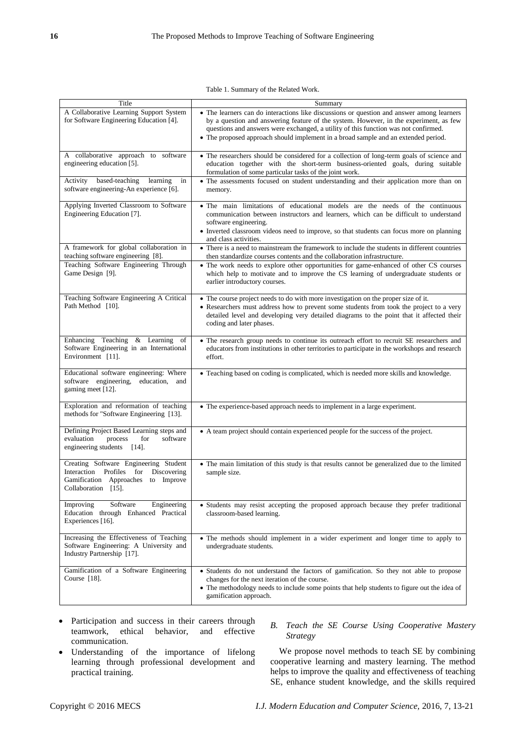Table 1. Summary of the Related Work.

| Title | Summary |
| --- | --- |
| A Collaborative Learning Support System for Software Engineering Education [4]. | • The learners can do interactions like discussions or question and answer among learners by a question and answering feature of the system. However, in the experiment, as few questions and answers were exchanged, a utility of this function was not confirmed. <br> • The proposed approach should implement in a broad sample and an extended period. |
| A collaborative approach to software engineering education [5]. | • The researchers should be considered for a collection of long-term goals of science and education together with the short-term business-oriented goals, during suitable formulation of some particular tasks of the joint work. |
| Activity based-teaching learning in software engineering-An experience [6]. | • The assessments focused on student understanding and their application more than on memory. |
| Applying Inverted Classroom to Software Engineering Education [7]. | • The main limitations of educational models are the needs of the continuous communication between instructors and learners, which can be difficult to understand software engineering. <br> • Inverted classroom videos need to improve, so that students can focus more on planning and class activities. |
| A framework for global collaboration in teaching software engineering [8]. | • There is a need to mainstream the framework to include the students in different countries then standardize courses contents and the collaboration infrastructure. |
| Teaching Software Engineering Through Game Design [9]. | • The work needs to explore other opportunities for game-enhanced of other CS courses which help to motivate and to improve the CS learning of undergraduate students or earlier introductory courses. |
| Teaching Software Engineering A Critical Path Method [10]. | • The course project needs to do with more investigation on the proper size of it. <br> • Researchers must address how to prevent some students from took the project to a very detailed level and developing very detailed diagrams to the point that it affected their coding and later phases. |
| Enhancing Teaching & Learning of Software Engineering in an International Environment [11]. | • The research group needs to continue its outreach effort to recruit SE researchers and educators from institutions in other territories to participate in the workshops and research effort. |
| Educational software engineering: Where software engineering, education, and gaming meet [12]. | • Teaching based on coding is complicated, which is needed more skills and knowledge. |
| Exploration and reformation of teaching methods for "Software Engineering [13]. | • The experience-based approach needs to implement in a large experiment. |
| Defining Project Based Learning steps and evaluation process for software engineering students [14]. | • A team project should contain experienced people for the success of the project. |
| Creating Software Engineering Student Interaction Profiles for Discovering Gamification Approaches to Improve Collaboration [15]. | • The main limitation of this study is that results cannot be generalized due to the limited sample size. |
| Improving Software Engineering Education through Enhanced Practical Experiences [16]. | • Students may resist accepting the proposed approach because they prefer traditional classroom-based learning. |
| Increasing the Effectiveness of Teaching Software Engineering: A University and Industry Partnership [17]. | • The methods should implement in a wider experiment and longer time to apply to undergraduate students. |
| Gamification of a Software Engineering Course [18]. | • Students do not understand the factors of gamification. So they not able to propose changes for the next iteration of the course. <br> • The methodology needs to include some points that help students to figure out the idea of gamification approach. |

- Participation and success in their careers through teamwork, ethical behavior, and effective communication.
- Understanding of the importance of lifelong learning through professional development and practical training.

### *B. Teach the SE Course Using Cooperative Mastery Strategy*

We propose novel methods to teach SE by combining cooperative learning and mastery learning. The method helps to improve the quality and effectiveness of teaching SE, enhance student knowledge, and the skills required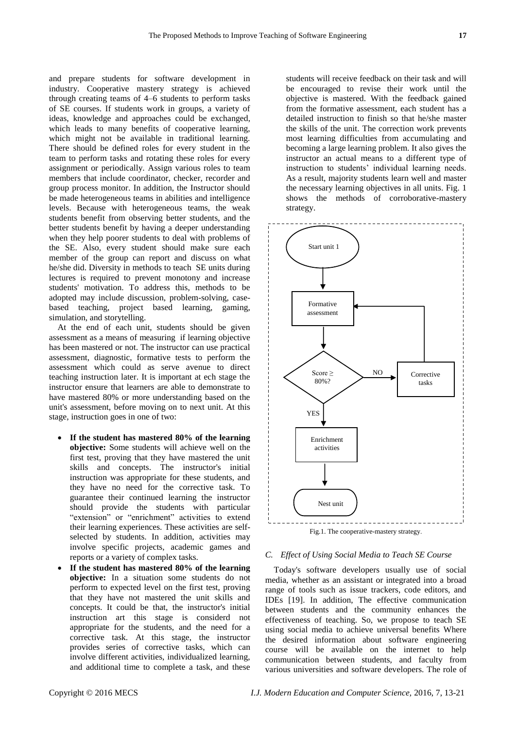and prepare students for software development in industry. Cooperative mastery strategy is achieved through creating teams of 4–6 students to perform tasks of SE courses. If students work in groups, a variety of ideas, knowledge and approaches could be exchanged, which leads to many benefits of cooperative learning, which might not be available in traditional learning. There should be defined roles for every student in the team to perform tasks and rotating these roles for every assignment or periodically. Assign various roles to team members that include coordinator, checker, recorder and group process monitor. In addition, the Instructor should be made heterogeneous teams in abilities and intelligence levels. Because with heterogeneous teams, the weak students benefit from observing better students, and the better students benefit by having a deeper understanding when they help poorer students to deal with problems of the SE. Also, every student should make sure each member of the group can report and discuss on what he/she did. Diversity in methods to teach SE units during lectures is required to prevent monotony and increase students' motivation. To address this, methods to be adopted may include discussion, problem-solving, case-based teaching, project based learning, gaming, simulation, and storytelling.

At the end of each unit, students should be given assessment as a means of measuring if learning objective has been mastered or not. The instructor can use practical assessment, diagnostic, formative tests to perform the assessment which could as serve avenue to direct teaching instruction later. It is important at ech stage the instructor ensure that learners are able to demonstrate to have mastered 80% or more understanding based on the unit's assessment, before moving on to next unit. At this stage, instruction goes in one of two:

- **If the student has mastered 80% of the learning objective:** Some students will achieve well on the first test, proving that they have mastered the unit skills and concepts. The instructor's initial instruction was appropriate for these students, and they have no need for the corrective task. To guarantee their continued learning the instructor should provide the students with particular "extension" or "enrichment" activities to extend their learning experiences. These activities are self-selected by students. In addition, activities may involve specific projects, academic games and reports or a variety of complex tasks.
- **If the student has mastered 80% of the learning objective:** In a situation some students do not perform to expected level on the first test, proving that they have not mastered the unit skills and concepts. It could be that, the instructor's initial instruction art this stage is considerd not appropriate for the students, and the need for a corrective task. At this stage, the instructor provides series of corrective tasks, which can involve different activities, individualized learning, and additional time to complete a task, and these students will receive feedback on their task and will be encouraged to revise their work until the objective is mastered. With the feedback gained from the formative assessment, each student has a detailed instruction to finish so that he/she master the skills of the unit. The correction work prevents most learning difficulties from accumulating and becoming a large learning problem. It also gives the instructor an actual means to a different type of instruction to students' individual learning needs. As a result, majority students learn well and master the necessary learning objectives in all units. Fig. 1 shows the methods of corroborative-mastery strategy.

Start unit 1 → Formative assessment → Score ≥ 80%? — NO → Corrective tasks → Formative assessment; YES → Enrichment activities → Nest unit

Fig.1. The cooperative-mastery strategy.

### C. Effect of Using Social Media to Teach SE Course

Today's software developers usually use of social media, whether as an assistant or integrated into a broad range of tools such as issue trackers, code editors, and IDEs [19]. In addition, The effective communication between students and the community enhances the effectiveness of teaching. So, we propose to teach SE using social media to achieve universal benefits Where the desired information about software engineering course will be available on the internet to help communication between students, and faculty from various universities and software developers. The role of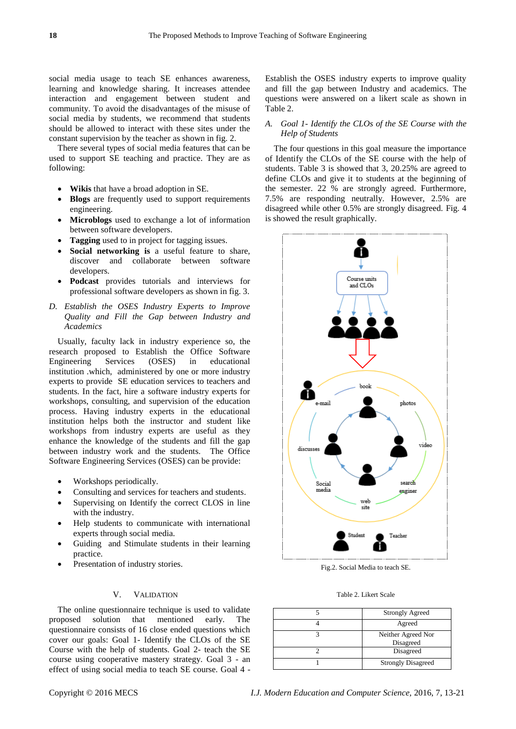social media usage to teach SE enhances awareness, learning and knowledge sharing. It increases attendee interaction and engagement between student and community. To avoid the disadvantages of the misuse of social media by students, we recommend that students should be allowed to interact with these sites under the constant supervision by the teacher as shown in fig. 2.

There several types of social media features that can be used to support SE teaching and practice. They are as following:

- **Wikis** that have a broad adoption in SE.
- **Blogs** are frequently used to support requirements engineering.
- **Microblogs** used to exchange a lot of information between software developers.
- **Tagging** used to in project for tagging issues.
- **Social networking is** a useful feature to share, discover and collaborate between software developers.
- **Podcast** provides tutorials and interviews for professional software developers as shown in fig. 3.

### *D. Establish the OSES Industry Experts to Improve Quality and Fill the Gap between Industry and Academics*

Usually, faculty lack in industry experience so, the research proposed to Establish the Office Software Engineering Services (OSES) in educational institution .which, administered by one or more industry experts to provide SE education services to teachers and students. In the fact, hire a software industry experts for workshops, consulting, and supervision of the education process. Having industry experts in the educational institution helps both the instructor and student like workshops from industry experts are useful as they enhance the knowledge of the students and fill the gap between industry work and the students. The Office Software Engineering Services (OSES) can be provide:

- Workshops periodically.
- Consulting and services for teachers and students.
- Supervising on Identify the correct CLOS in line with the industry.
- Help students to communicate with international experts through social media.
- Guiding and Stimulate students in their learning practice.
- Presentation of industry stories.

## V. VALIDATION

The online questionnaire technique is used to validate proposed solution that mentioned early. The questionnaire consists of 16 close ended questions which cover our goals: Goal 1- Identify the CLOs of the SE Course with the help of students. Goal 2- teach the SE course using cooperative mastery strategy. Goal 3 - an effect of using social media to teach SE course. Goal 4 - Establish the OSES industry experts to improve quality and fill the gap between Industry and academics. The questions were answered on a likert scale as shown in Table 2.

### *A. Goal 1- Identify the CLOs of the SE Course with the Help of Students*

The four questions in this goal measure the importance of Identify the CLOs of the SE course with the help of students. Table 3 is showed that 3, 20.25% are agreed to define CLOs and give it to students at the beginning of the semester. 22 % are strongly agreed. Furthermore, 7.5% are responding neutrally. However, 2.5% are disagreed while other 0.5% are strongly disagreed. Fig. 4 is showed the result graphically.

Fig.2. Social Media to teach SE.

Table 2. Likert Scale

| | |
|---|---|
| 5 | Strongly Agreed |
| 4 | Agreed |
| 3 | Neither Agreed Nor Disagreed |
| 2 | Disagreed |
| 1 | Strongly Disagreed |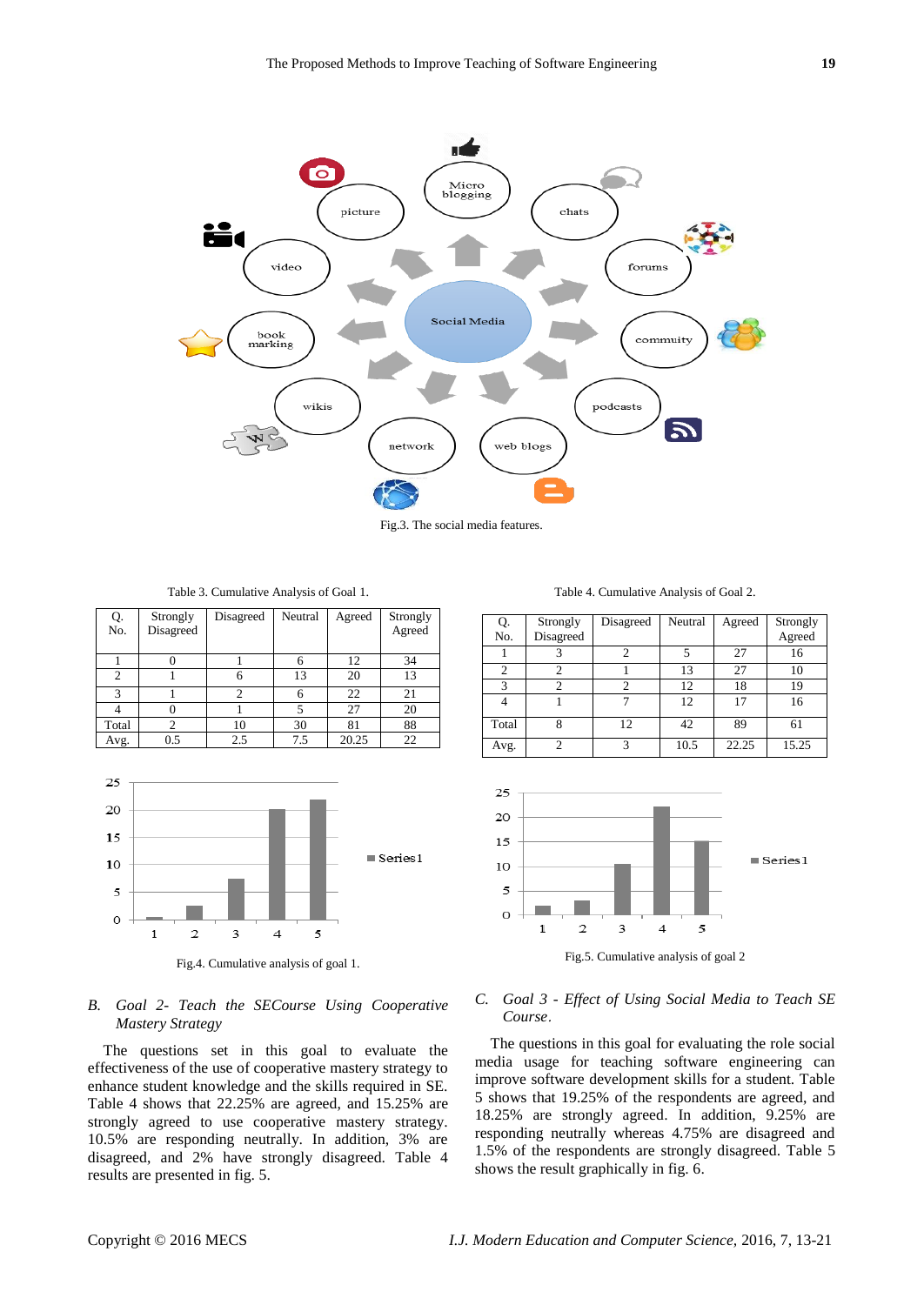Fig.3. The social media features.

Table 3. Cumulative Analysis of Goal 1.

| Q. No. | Strongly Disagreed | Disagreed | Neutral | Agreed | Strongly Agreed |
|---|---|---|---|---|---|
| 1 | 0 | 1 | 6 | 12 | 34 |
| 2 | 1 | 6 | 13 | 20 | 13 |
| 3 | 1 | 2 | 6 | 22 | 21 |
| 4 | 0 | 1 | 5 | 27 | 20 |
| Total | 2 | 10 | 30 | 81 | 88 |
| Avg. | 0.5 | 2.5 | 7.5 | 20.25 | 22 |

Fig.4. Cumulative analysis of goal 1.

Table 4. Cumulative Analysis of Goal 2.

| Q. No. | Strongly Disagreed | Disagreed | Neutral | Agreed | Strongly Agreed |
|---|---|---|---|---|---|
| 1 | 3 | 2 | 5 | 27 | 16 |
| 2 | 2 | 1 | 13 | 27 | 10 |
| 3 | 2 | 2 | 12 | 18 | 19 |
| 4 | 1 | 7 | 12 | 17 | 16 |
| Total | 8 | 12 | 42 | 89 | 61 |
| Avg. | 2 | 3 | 10.5 | 22.25 | 15.25 |

Fig.5. Cumulative analysis of goal 2

### *B. Goal 2- Teach the SECourse Using Cooperative Mastery Strategy*

The questions set in this goal to evaluate the effectiveness of the use of cooperative mastery strategy to enhance student knowledge and the skills required in SE. Table 4 shows that 22.25% are agreed, and 15.25% are strongly agreed to use cooperative mastery strategy. 10.5% are responding neutrally. In addition, 3% are disagreed, and 2% have strongly disagreed. Table 4 results are presented in fig. 5.

### *C. Goal 3 - Effect of Using Social Media to Teach SE Course.*

The questions in this goal for evaluating the role social media usage for teaching software engineering can improve software development skills for a student. Table 5 shows that 19.25% of the respondents are agreed, and 18.25% are strongly agreed. In addition, 9.25% are responding neutrally whereas 4.75% are disagreed and 1.5% of the respondents are strongly disagreed. Table 5 shows the result graphically in fig. 6.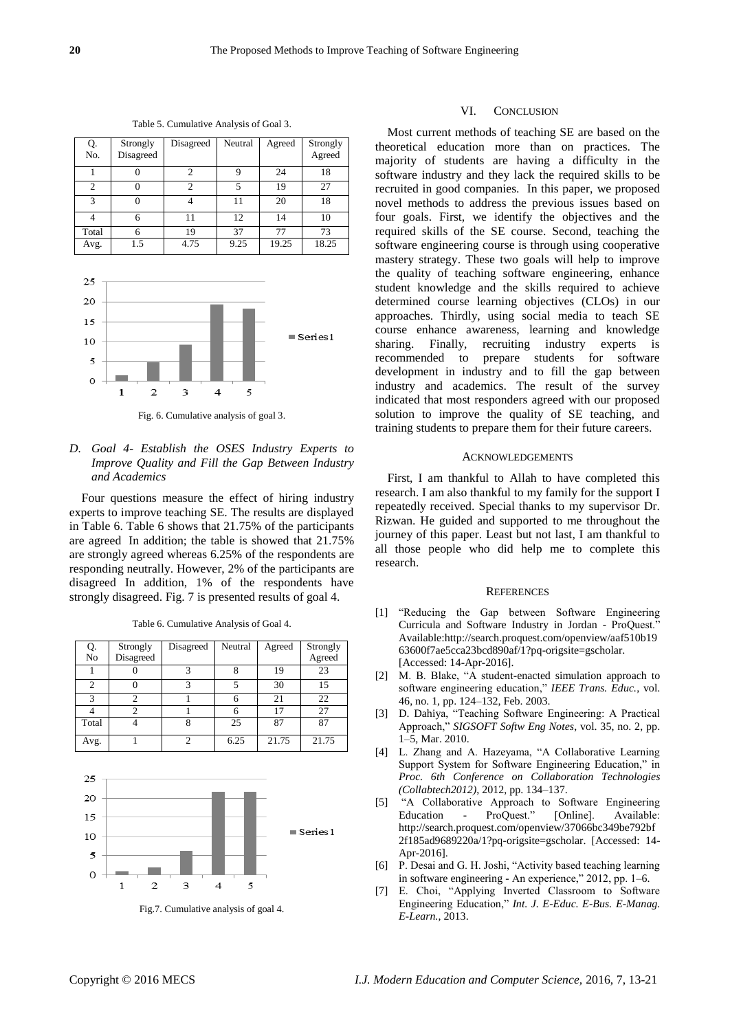Table 5. Cumulative Analysis of Goal 3.

| Q. No. | Strongly Disagreed | Disagreed | Neutral | Agreed | Strongly Agreed |
|---|---|---|---|---|---|
| 1 | 0 | 2 | 9 | 24 | 18 |
| 2 | 0 | 2 | 5 | 19 | 27 |
| 3 | 0 | 4 | 11 | 20 | 18 |
| 4 | 6 | 11 | 12 | 14 | 10 |
| Total | 6 | 19 | 37 | 77 | 73 |
| Avg. | 1.5 | 4.75 | 9.25 | 19.25 | 18.25 |

Fig. 6. Cumulative analysis of goal 3.

### D. Goal 4- Establish the OSES Industry Experts to Improve Quality and Fill the Gap Between Industry and Academics

Four questions measure the effect of hiring industry experts to improve teaching SE. The results are displayed in Table 6. Table 6 shows that 21.75% of the participants are agreed In addition; the table is showed that 21.75% are strongly agreed whereas 6.25% of the respondents are responding neutrally. However, 2% of the participants are disagreed In addition, 1% of the respondents have strongly disagreed. Fig. 7 is presented results of goal 4.

Table 6. Cumulative Analysis of Goal 4.

| Q. No | Strongly Disagreed | Disagreed | Neutral | Agreed | Strongly Agreed |
|---|---|---|---|---|---|
| 1 | 0 | 3 | 8 | 19 | 23 |
| 2 | 0 | 3 | 5 | 30 | 15 |
| 3 | 2 | 1 | 6 | 21 | 22 |
| 4 | 2 | 1 | 6 | 17 | 27 |
| Total | 4 | 8 | 25 | 87 | 87 |
| Avg. | 1 | 2 | 6.25 | 21.75 | 21.75 |

Fig.7. Cumulative analysis of goal 4.

## VI. Conclusion

Most current methods of teaching SE are based on the theoretical education more than on practices. The majority of students are having a difficulty in the software industry and they lack the required skills to be recruited in good companies. In this paper, we proposed novel methods to address the previous issues based on four goals. First, we identify the objectives and the required skills of the SE course. Second, teaching the software engineering course is through using cooperative mastery strategy. These two goals will help to improve the quality of teaching software engineering, enhance student knowledge and the skills required to achieve determined course learning objectives (CLOs) in our approaches. Thirdly, using social media to teach SE course enhance awareness, learning and knowledge sharing. Finally, recruiting industry experts is recommended to prepare students for software development in industry and to fill the gap between industry and academics. The result of the survey indicated that most responders agreed with our proposed solution to improve the quality of SE teaching, and training students to prepare them for their future careers.

## Acknowledgements

First, I am thankful to Allah to have completed this research. I am also thankful to my family for the support I repeatedly received. Special thanks to my supervisor Dr. Rizwan. He guided and supported to me throughout the journey of this paper. Least but not last, I am thankful to all those people who did help me to complete this research.

## References

[1] "Reducing the Gap between Software Engineering Curricula and Software Industry in Jordan - ProQuest." Available:http://search.proquest.com/openview/aaf510b1963600f7ae5cca23bcd890af/1?pq-origsite=gscholar. [Accessed: 14-Apr-2016].

[2] M. B. Blake, "A student-enacted simulation approach to software engineering education," *IEEE Trans. Educ.*, vol. 46, no. 1, pp. 124–132, Feb. 2003.

[3] D. Dahiya, "Teaching Software Engineering: A Practical Approach," *SIGSOFT Softw Eng Notes*, vol. 35, no. 2, pp. 1–5, Mar. 2010.

[4] L. Zhang and A. Hazeyama, "A Collaborative Learning Support System for Software Engineering Education," in *Proc. 6th Conference on Collaboration Technologies (Collabtech2012)*, 2012, pp. 134–137.

[5] "A Collaborative Approach to Software Engineering Education - ProQuest." [Online]. Available: http://search.proquest.com/openview/37066bc349be792bf2f185ad9689220a/1?pq-origsite=gscholar. [Accessed: 14-Apr-2016].

[6] P. Desai and G. H. Joshi, "Activity based teaching learning in software engineering - An experience," 2012, pp. 1–6.

[7] E. Choi, "Applying Inverted Classroom to Software Engineering Education," *Int. J. E-Educ. E-Bus. E-Manag. E-Learn.*, 2013.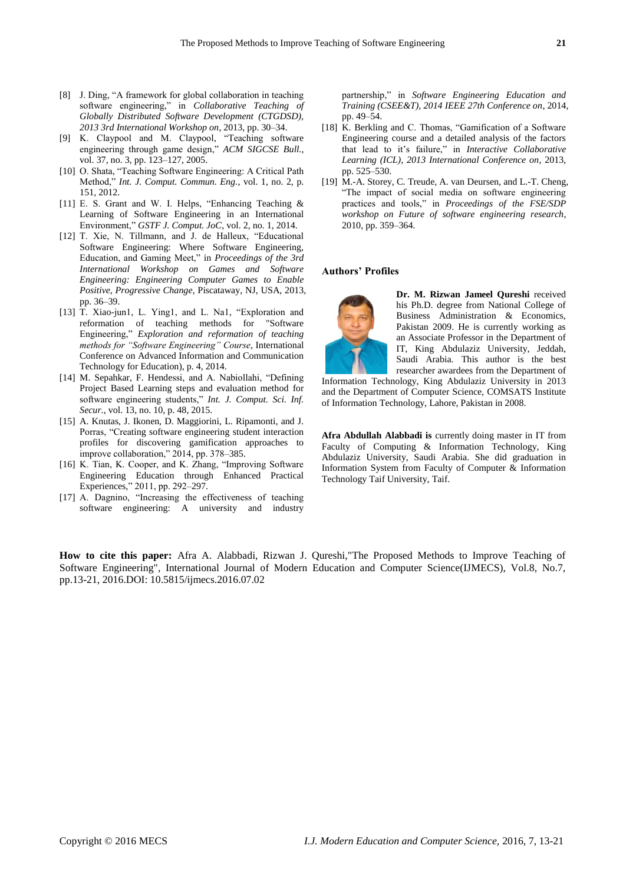[8] J. Ding, "A framework for global collaboration in teaching software engineering," in *Collaborative Teaching of Globally Distributed Software Development (CTGDSD), 2013 3rd International Workshop on*, 2013, pp. 30–34.

[9] K. Claypool and M. Claypool, "Teaching software engineering through game design," *ACM SIGCSE Bull.*, vol. 37, no. 3, pp. 123–127, 2005.

[10] O. Shata, "Teaching Software Engineering: A Critical Path Method," *Int. J. Comput. Commun. Eng.*, vol. 1, no. 2, p. 151, 2012.

[11] E. S. Grant and W. I. Helps, "Enhancing Teaching & Learning of Software Engineering in an International Environment," *GSTF J. Comput. JoC*, vol. 2, no. 1, 2014.

[12] T. Xie, N. Tillmann, and J. de Halleux, "Educational Software Engineering: Where Software Engineering, Education, and Gaming Meet," in *Proceedings of the 3rd International Workshop on Games and Software Engineering: Engineering Computer Games to Enable Positive, Progressive Change*, Piscataway, NJ, USA, 2013, pp. 36–39.

[13] T. Xiao-jun1, L. Ying1, and L. Na1, "Exploration and reformation of teaching methods for "Software Engineering," *Exploration and reformation of teaching methods for "Software Engineering" Course*, International Conference on Advanced Information and Communication Technology for Education), p. 4, 2014.

[14] M. Sepahkar, F. Hendessi, and A. Nabiollahi, "Defining Project Based Learning steps and evaluation method for software engineering students," *Int. J. Comput. Sci. Inf. Secur.*, vol. 13, no. 10, p. 48, 2015.

[15] A. Knutas, J. Ikonen, D. Maggiorini, L. Ripamonti, and J. Porras, "Creating software engineering student interaction profiles for discovering gamification approaches to improve collaboration," 2014, pp. 378–385.

[16] K. Tian, K. Cooper, and K. Zhang, "Improving Software Engineering Education through Enhanced Practical Experiences," 2011, pp. 292–297.

[17] A. Dagnino, "Increasing the effectiveness of teaching software engineering: A university and industry partnership," in *Software Engineering Education and Training (CSEE&T), 2014 IEEE 27th Conference on*, 2014, pp. 49–54.

[18] K. Berkling and C. Thomas, "Gamification of a Software Engineering course and a detailed analysis of the factors that lead to it's failure," in *Interactive Collaborative Learning (ICL), 2013 International Conference on*, 2013, pp. 525–530.

[19] M.-A. Storey, C. Treude, A. van Deursen, and L.-T. Cheng, "The impact of social media on software engineering practices and tools," in *Proceedings of the FSE/SDP workshop on Future of software engineering research*, 2010, pp. 359–364.

## Authors' Profiles

**Dr. M. Rizwan Jameel Qureshi** received his Ph.D. degree from National College of Business Administration & Economics, Pakistan 2009. He is currently working as an Associate Professor in the Department of IT, King Abdulaziz University, Jeddah, Saudi Arabia. This author is the best researcher awardees from the Department of Information Technology, King Abdulaziz University in 2013 and the Department of Computer Science, COMSATS Institute of Information Technology, Lahore, Pakistan in 2008.

**Afra Abdullah Alabbadi is** currently doing master in IT from Faculty of Computing & Information Technology, King Abdulaziz University, Saudi Arabia. She did graduation in Information System from Faculty of Computer & Information Technology Taif University, Taif.

**How to cite this paper:** Afra A. Alabbadi, Rizwan J. Qureshi,"The Proposed Methods to Improve Teaching of Software Engineering", International Journal of Modern Education and Computer Science(IJMECS), Vol.8, No.7, pp.13-21, 2016.DOI: 10.5815/ijmecs.2016.07.02